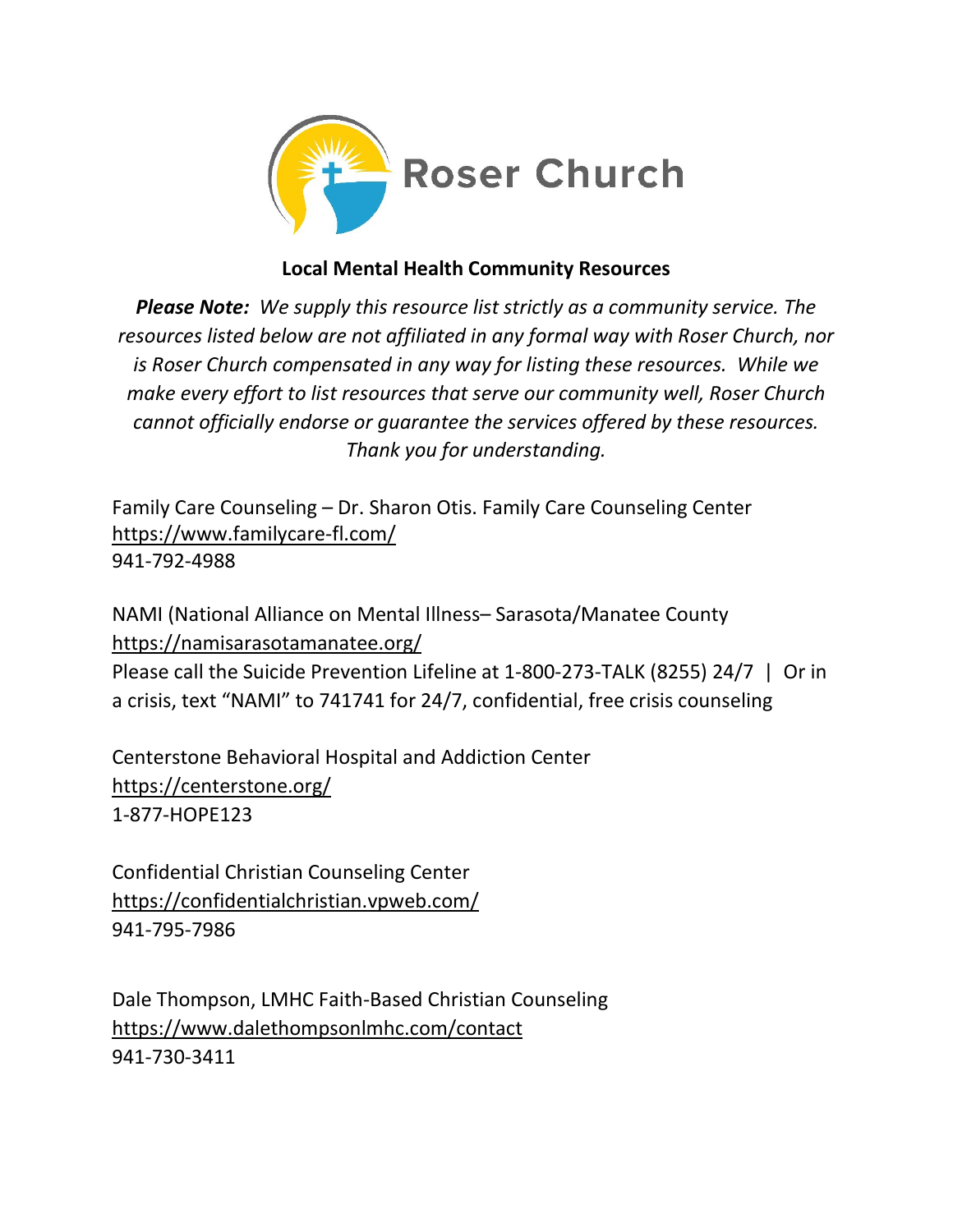Roser Church

## Local Mental Health Community Resources

***Please Note:*** *We supply this resource list strictly as a community service. The resources listed below are not affiliated in any formal way with Roser Church, nor is Roser Church compensated in any way for listing these resources. While we make every effort to list resources that serve our community well, Roser Church cannot officially endorse or guarantee the services offered by these resources. Thank you for understanding.*

Family Care Counseling – Dr. Sharon Otis. Family Care Counseling Center
https://www.familycare-fl.com/
941-792-4988

NAMI (National Alliance on Mental Illness– Sarasota/Manatee County
https://namisarasotamanatee.org/
Please call the Suicide Prevention Lifeline at 1-800-273-TALK (8255) 24/7 | Or in a crisis, text "NAMI" to 741741 for 24/7, confidential, free crisis counseling

Centerstone Behavioral Hospital and Addiction Center
https://centerstone.org/
1-877-HOPE123

Confidential Christian Counseling Center
https://confidentialchristian.vpweb.com/
941-795-7986

Dale Thompson, LMHC Faith-Based Christian Counseling
https://www.dalethompsonlmhc.com/contact
941-730-3411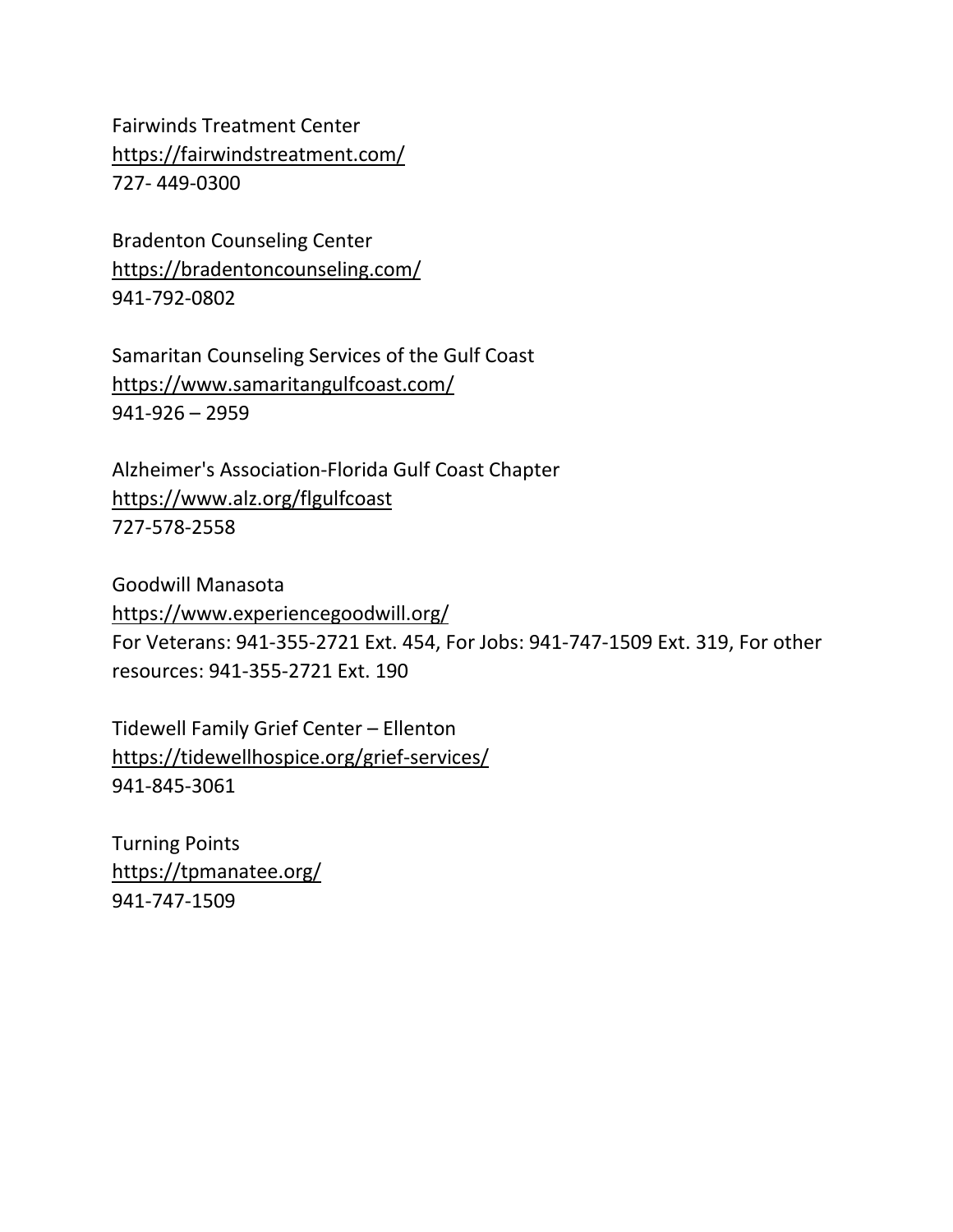Fairwinds Treatment Center
https://fairwindstreatment.com/
727- 449-0300

Bradenton Counseling Center
https://bradentoncounseling.com/
941-792-0802

Samaritan Counseling Services of the Gulf Coast
https://www.samaritangulfcoast.com/
941-926 – 2959

Alzheimer's Association-Florida Gulf Coast Chapter
https://www.alz.org/flgulfcoast
727-578-2558

Goodwill Manasota
https://www.experiencegoodwill.org/
For Veterans: 941-355-2721 Ext. 454, For Jobs: 941-747-1509 Ext. 319, For other resources: 941-355-2721 Ext. 190

Tidewell Family Grief Center – Ellenton
https://tidewellhospice.org/grief-services/
941-845-3061

Turning Points
https://tpmanatee.org/
941-747-1509